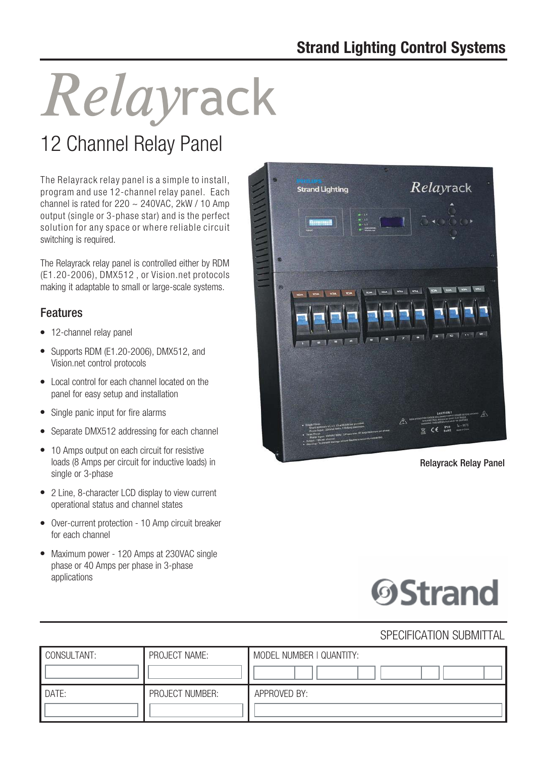**Strand Lighting Control Systems**

# *Relay*rack

## 12 Channel Relay Panel

The Relayrack relay panel is a simple to install, program and use 12-channel relay panel. Each channel is rated for 220 ~ 240VAC, 2kW / 10 Amp output (single or 3-phase star) and is the perfect solution for any space or where reliable circuit switching is required.

The Relayrack relay panel is controlled either by RDM (E1.20-2006), DMX512 , or Vision.net protocols making it adaptable to small or large-scale systems.

### Features

- 12-channel relay panel
- Supports RDM (E1.20-2006), DMX512, and Vision.net control protocols
- Local control for each channel located on the panel for easy setup and installation
- Single panic input for fire alarms
- Separate DMX512 addressing for each channel
- 10 Amps output on each circuit for resistive loads (8 Amps per circuit for inductive loads) in single or 3-phase
- 2 Line, 8-character LCD display to view current operational status and channel states
- Over-current protection - 10 Amp circuit breaker for each channel
- Maximum power - 120 Amps at 230VAC single phase or 40 Amps per phase in 3-phase applications

Relayrack Relay Panel

SPECIFICATION SUBMITTAL

| CONSULTANT: | PROJECT NAME: | MODEL NUMBER \| QUANTITY: |
|---|---|---|
| | | |
| DATE: | PROJECT NUMBER: | APPROVED BY: |
| | | |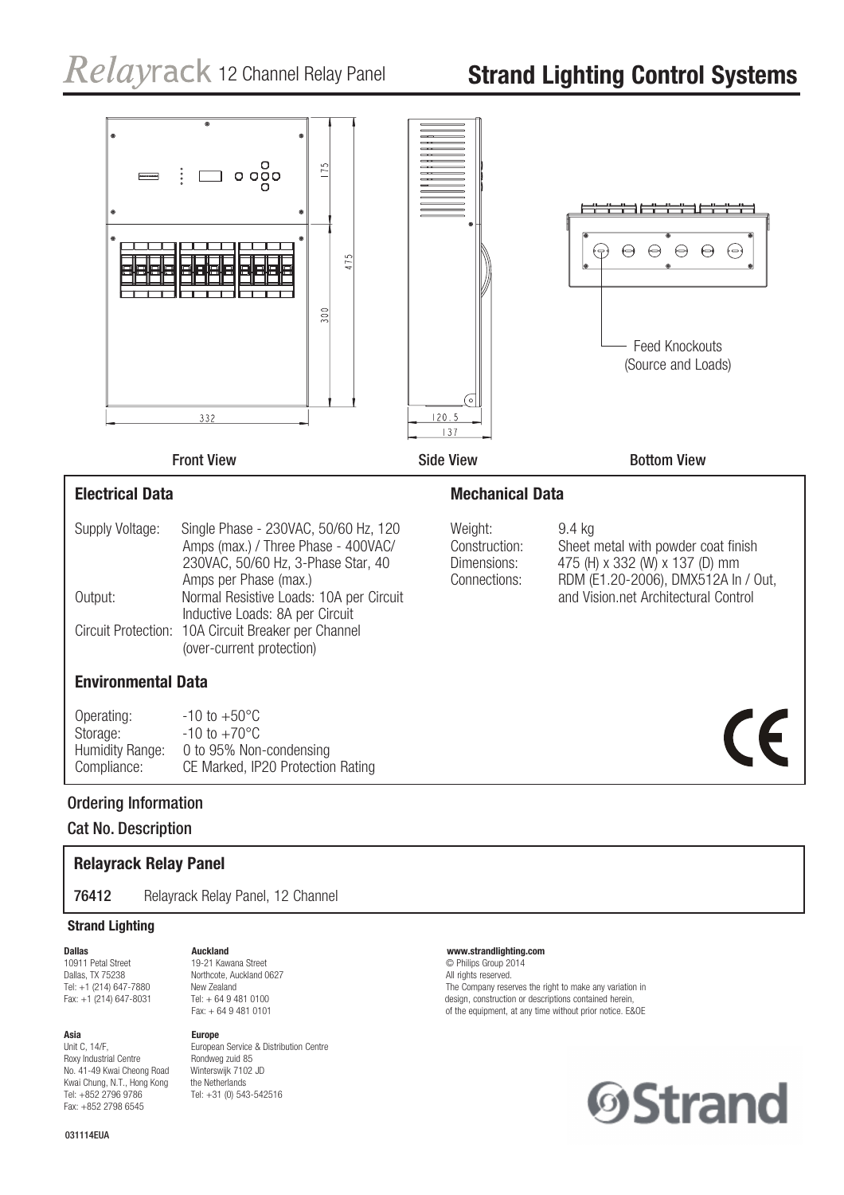# *Relay*rack 12 Channel Relay Panel

## Strand Lighting Control Systems

175

475

300

332

120.5

137

Feed Knockouts
(Source and Loads)

Front View

Side View

Bottom View

## Electrical Data

| | |
|---|---|
| Supply Voltage: | Single Phase - 230VAC, 50/60 Hz, 120 Amps (max.) / Three Phase - 400VAC/ 230VAC, 50/60 Hz, 3-Phase Star, 40 Amps per Phase (max.) |
| Output: | Normal Resistive Loads: 10A per Circuit Inductive Loads: 8A per Circuit |
| Circuit Protection: | 10A Circuit Breaker per Channel (over-current protection) |

## Mechanical Data

| | |
|---|---|
| Weight: | 9.4 kg |
| Construction: | Sheet metal with powder coat finish |
| Dimensions: | 475 (H) x 332 (W) x 137 (D) mm |
| Connections: | RDM (E1.20-2006), DMX512A In / Out, and Vision.net Architectural Control |

## Environmental Data

| | |
|---|---|
| Operating: | -10 to +50°C |
| Storage: | -10 to +70°C |
| Humidity Range: | 0 to 95% Non-condensing |
| Compliance: | CE Marked, IP20 Protection Rating |

CE

### Ordering Information

### Cat No. Description

**Relayrack Relay Panel**

**76412** Relayrack Relay Panel, 12 Channel

**Strand Lighting**

**Dallas**
10911 Petal Street
Dallas, TX 75238
Tel: +1 (214) 647-7880
Fax: +1 (214) 647-8031

**Auckland**
19-21 Kawana Street
Northcote, Auckland 0627
New Zealand
Tel: + 64 9 481 0100
Fax: + 64 9 481 0101

**Asia**
Unit C, 14/F,
Roxy Industrial Centre
No. 41-49 Kwai Cheong Road
Kwai Chung, N.T., Hong Kong
Tel: +852 2796 9786
Fax: +852 2798 6545

**Europe**
European Service & Distribution Centre
Rondweg zuid 85
Winterswijk 7102 JD
the Netherlands
Tel: +31 (0) 543-542516

**www.strandlighting.com**
© Philips Group 2014
All rights reserved.
The Company reserves the right to make any variation in design, construction or descriptions contained herein, of the equipment, at any time without prior notice. E&OE

Strand

031114EUA